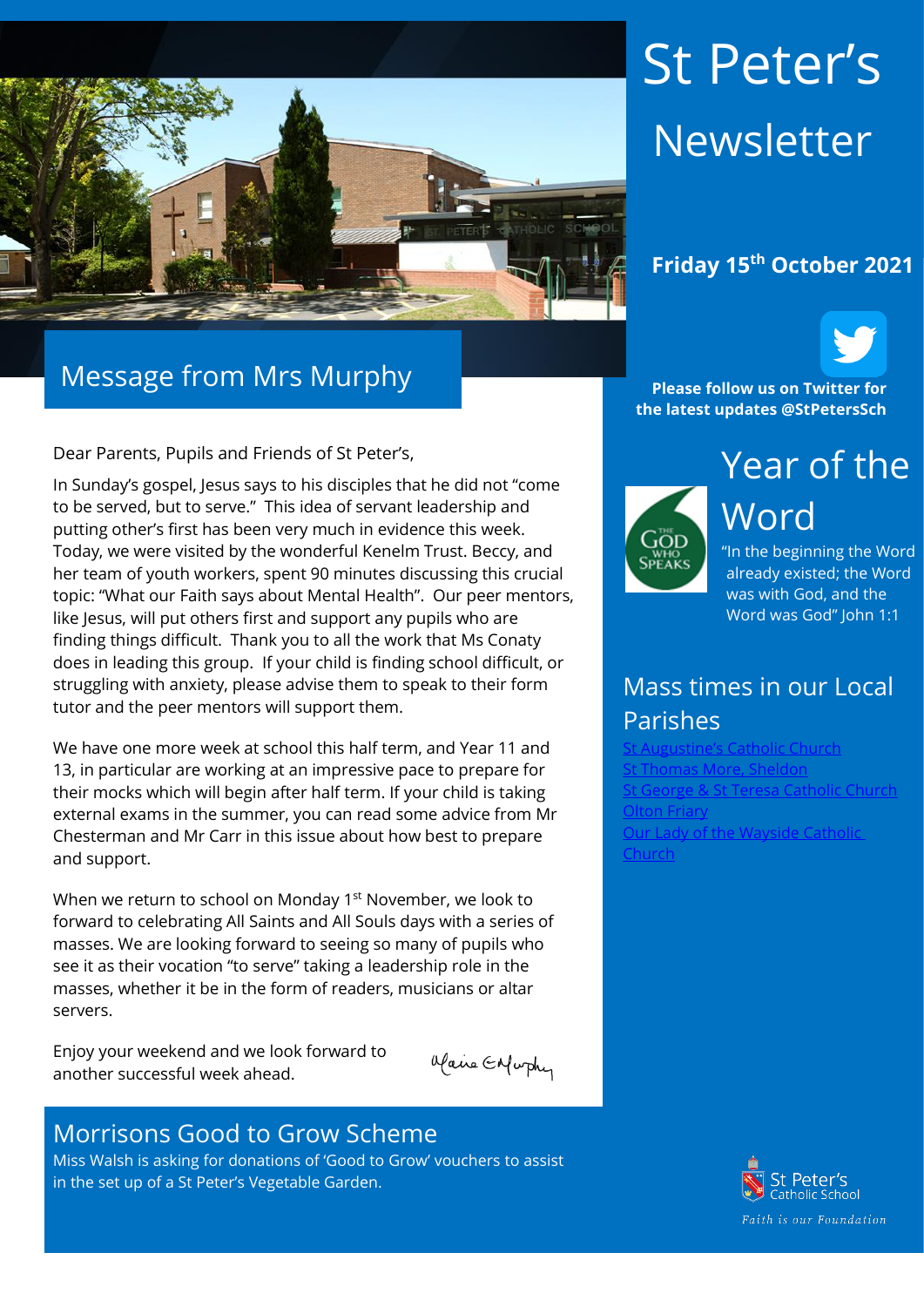# St Peter's Newsletter

**Friday 15th October 2021**

**Please follow us on Twitter for the latest updates @StPetersSch**

## Message from Mrs Murphy

Dear Parents, Pupils and Friends of St Peter's,

In Sunday's gospel, Jesus says to his disciples that he did not "come to be served, but to serve." This idea of servant leadership and putting other's first has been very much in evidence this week. Today, we were visited by the wonderful Kenelm Trust. Beccy, and her team of youth workers, spent 90 minutes discussing this crucial topic: "What our Faith says about Mental Health". Our peer mentors, like Jesus, will put others first and support any pupils who are finding things difficult. Thank you to all the work that Ms Conaty does in leading this group. If your child is finding school difficult, or struggling with anxiety, please advise them to speak to their form tutor and the peer mentors will support them.

We have one more week at school this half term, and Year 11 and 13, in particular are working at an impressive pace to prepare for their mocks which will begin after half term. If your child is taking external exams in the summer, you can read some advice from Mr Chesterman and Mr Carr in this issue about how best to prepare and support.

When we return to school on Monday 1st November, we look to forward to celebrating All Saints and All Souls days with a series of masses. We are looking forward to seeing so many of pupils who see it as their vocation "to serve" taking a leadership role in the masses, whether it be in the form of readers, musicians or altar servers.

Enjoy your weekend and we look forward to another successful week ahead.

Elaine E Murphy

## Morrisons Good to Grow Scheme

Miss Walsh is asking for donations of 'Good to Grow' vouchers to assist in the set up of a St Peter's Vegetable Garden.

## Year of the Word

The God Who Speaks

"In the beginning the Word already existed; the Word was with God, and the Word was God" John 1:1

## Mass times in our Local Parishes

- St Augustine's Catholic Church
- St Thomas More, Sheldon
- St George & St Teresa Catholic Church
- Olton Friary
- Our Lady of the Wayside Catholic Church

St Peter's Catholic School

*Faith is our Foundation*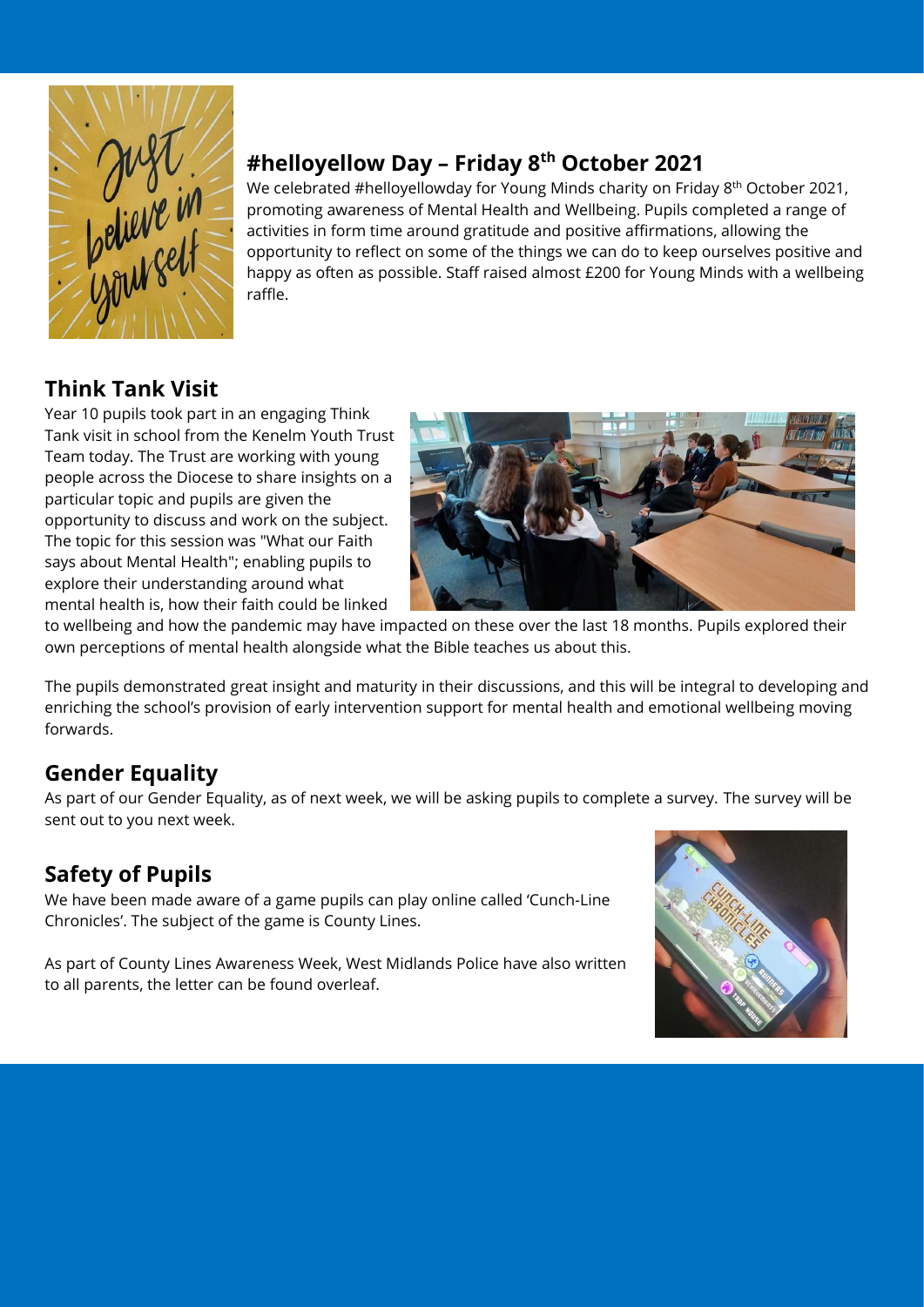## #helloyellow Day – Friday 8th October 2021

We celebrated #helloyellowday for Young Minds charity on Friday 8th October 2021, promoting awareness of Mental Health and Wellbeing. Pupils completed a range of activities in form time around gratitude and positive affirmations, allowing the opportunity to reflect on some of the things we can do to keep ourselves positive and happy as often as possible. Staff raised almost £200 for Young Minds with a wellbeing raffle.

## Think Tank Visit

Year 10 pupils took part in an engaging Think Tank visit in school from the Kenelm Youth Trust Team today. The Trust are working with young people across the Diocese to share insights on a particular topic and pupils are given the opportunity to discuss and work on the subject. The topic for this session was "What our Faith says about Mental Health"; enabling pupils to explore their understanding around what mental health is, how their faith could be linked to wellbeing and how the pandemic may have impacted on these over the last 18 months. Pupils explored their own perceptions of mental health alongside what the Bible teaches us about this.

The pupils demonstrated great insight and maturity in their discussions, and this will be integral to developing and enriching the school's provision of early intervention support for mental health and emotional wellbeing moving forwards.

## Gender Equality

As part of our Gender Equality, as of next week, we will be asking pupils to complete a survey. The survey will be sent out to you next week.

## Safety of Pupils

We have been made aware of a game pupils can play online called 'Cunch-Line Chronicles'. The subject of the game is County Lines.

As part of County Lines Awareness Week, West Midlands Police have also written to all parents, the letter can be found overleaf.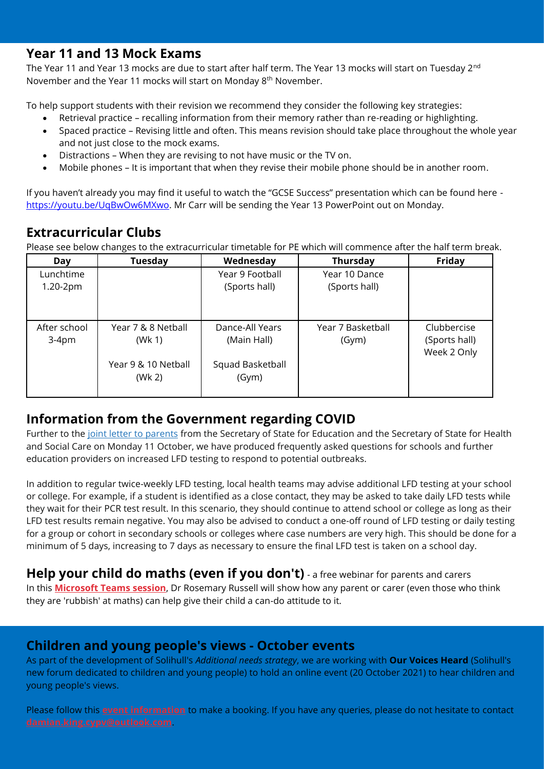## Year 11 and 13 Mock Exams

The Year 11 and Year 13 mocks are due to start after half term. The Year 13 mocks will start on Tuesday 2nd November and the Year 11 mocks will start on Monday 8th November.

To help support students with their revision we recommend they consider the following key strategies:

- Retrieval practice – recalling information from their memory rather than re-reading or highlighting.
- Spaced practice – Revising little and often. This means revision should take place throughout the whole year and not just close to the mock exams.
- Distractions – When they are revising to not have music or the TV on.
- Mobile phones – It is important that when they revise their mobile phone should be in another room.

If you haven't already you may find it useful to watch the "GCSE Success" presentation which can be found here - https://youtu.be/UqBwOw6MXwo. Mr Carr will be sending the Year 13 PowerPoint out on Monday.

## Extracurricular Clubs

Please see below changes to the extracurricular timetable for PE which will commence after the half term break.

| Day | Tuesday | Wednesday | Thursday | Friday |
|---|---|---|---|---|
| Lunchtime 1.20-2pm | | Year 9 Football (Sports hall) | Year 10 Dance (Sports hall) | |
| After school 3-4pm | Year 7 & 8 Netball (Wk 1)<br>Year 9 & 10 Netball (Wk 2) | Dance-All Years (Main Hall)<br>Squad Basketball (Gym) | Year 7 Basketball (Gym) | Clubbercise (Sports hall) Week 2 Only |

## Information from the Government regarding COVID

Further to the joint letter to parents from the Secretary of State for Education and the Secretary of State for Health and Social Care on Monday 11 October, we have produced frequently asked questions for schools and further education providers on increased LFD testing to respond to potential outbreaks.

In addition to regular twice-weekly LFD testing, local health teams may advise additional LFD testing at your school or college. For example, if a student is identified as a close contact, they may be asked to take daily LFD tests while they wait for their PCR test result. In this scenario, they should continue to attend school or college as long as their LFD test results remain negative. You may also be advised to conduct a one-off round of LFD testing or daily testing for a group or cohort in secondary schools or colleges where case numbers are very high. This should be done for a minimum of 5 days, increasing to 7 days as necessary to ensure the final LFD test is taken on a school day.

## Help your child do maths (even if you don't) - a free webinar for parents and carers

In this **Microsoft Teams session**, Dr Rosemary Russell will show how any parent or carer (even those who think they are 'rubbish' at maths) can help give their child a can-do attitude to it.

## Children and young people's views - October events

As part of the development of Solihull's *Additional needs strategy*, we are working with **Our Voices Heard** (Solihull's new forum dedicated to children and young people) to hold an online event (20 October 2021) to hear children and young people's views.

Please follow this **event information** to make a booking. If you have any queries, please do not hesitate to contact **damian.king.cypv@outlook.com**.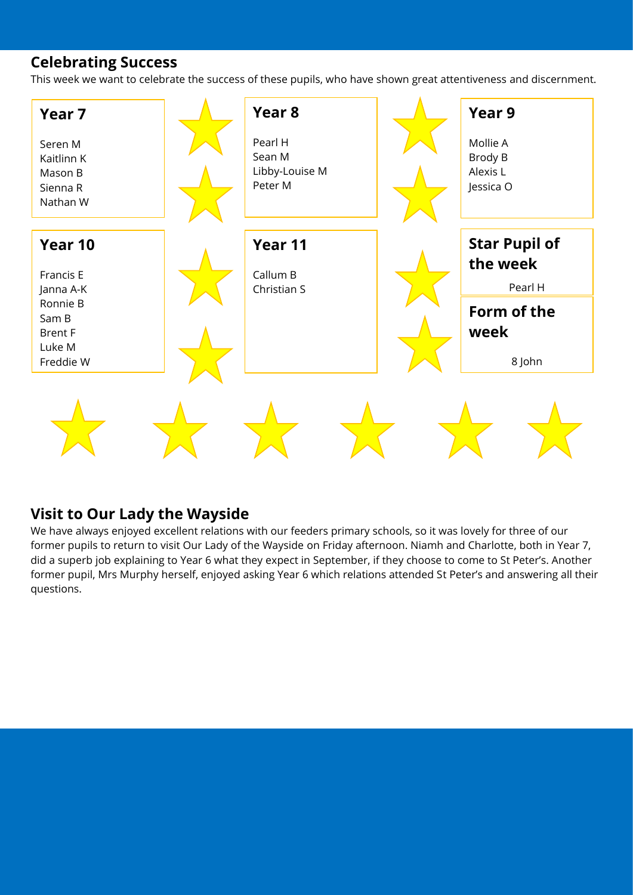## Celebrating Success

This week we want to celebrate the success of these pupils, who have shown great attentiveness and discernment.

### Year 7

Seren M
Kaitlinn K
Mason B
Sienna R
Nathan W

### Year 8

Pearl H
Sean M
Libby-Louise M
Peter M

### Year 9

Mollie A
Brody B
Alexis L
Jessica O

### Year 10

Francis E
Janna A-K
Ronnie B
Sam B
Brent F
Luke M
Freddie W

### Year 11

Callum B
Christian S

### Star Pupil of the week

Pearl H

### Form of the week

8 John

## Visit to Our Lady the Wayside

We have always enjoyed excellent relations with our feeders primary schools, so it was lovely for three of our former pupils to return to visit Our Lady of the Wayside on Friday afternoon. Niamh and Charlotte, both in Year 7, did a superb job explaining to Year 6 what they expect in September, if they choose to come to St Peter's. Another former pupil, Mrs Murphy herself, enjoyed asking Year 6 which relations attended St Peter's and answering all their questions.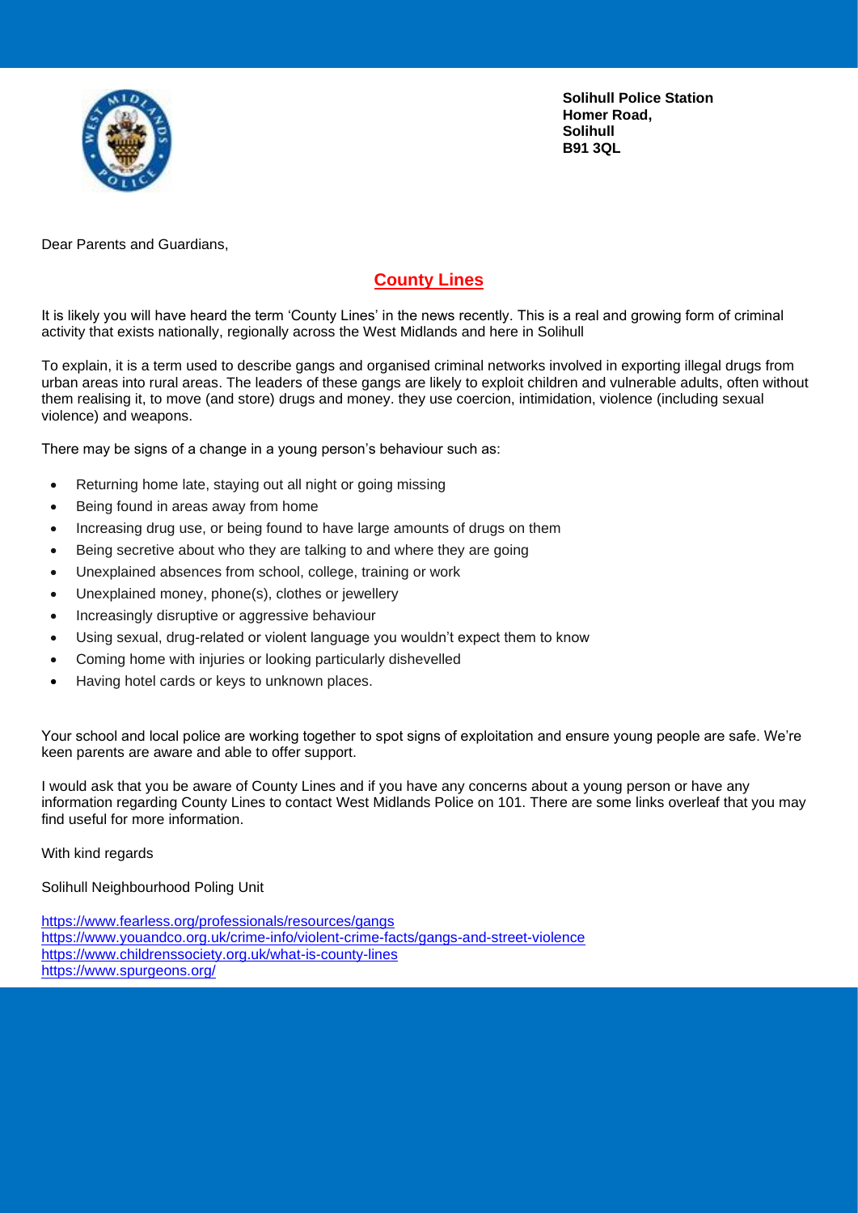**Solihull Police Station**
**Homer Road,**
**Solihull**
**B91 3QL**

Dear Parents and Guardians,

## County Lines

It is likely you will have heard the term 'County Lines' in the news recently. This is a real and growing form of criminal activity that exists nationally, regionally across the West Midlands and here in Solihull

To explain, it is a term used to describe gangs and organised criminal networks involved in exporting illegal drugs from urban areas into rural areas. The leaders of these gangs are likely to exploit children and vulnerable adults, often without them realising it, to move (and store) drugs and money. they use coercion, intimidation, violence (including sexual violence) and weapons.

There may be signs of a change in a young person's behaviour such as:

- Returning home late, staying out all night or going missing
- Being found in areas away from home
- Increasing drug use, or being found to have large amounts of drugs on them
- Being secretive about who they are talking to and where they are going
- Unexplained absences from school, college, training or work
- Unexplained money, phone(s), clothes or jewellery
- Increasingly disruptive or aggressive behaviour
- Using sexual, drug-related or violent language you wouldn't expect them to know
- Coming home with injuries or looking particularly dishevelled
- Having hotel cards or keys to unknown places.

Your school and local police are working together to spot signs of exploitation and ensure young people are safe. We're keen parents are aware and able to offer support.

I would ask that you be aware of County Lines and if you have any concerns about a young person or have any information regarding County Lines to contact West Midlands Police on 101. There are some links overleaf that you may find useful for more information.

With kind regards

Solihull Neighbourhood Poling Unit

https://www.fearless.org/professionals/resources/gangs
https://www.youandco.org.uk/crime-info/violent-crime-facts/gangs-and-street-violence
https://www.childrenssociety.org.uk/what-is-county-lines
https://www.spurgeons.org/